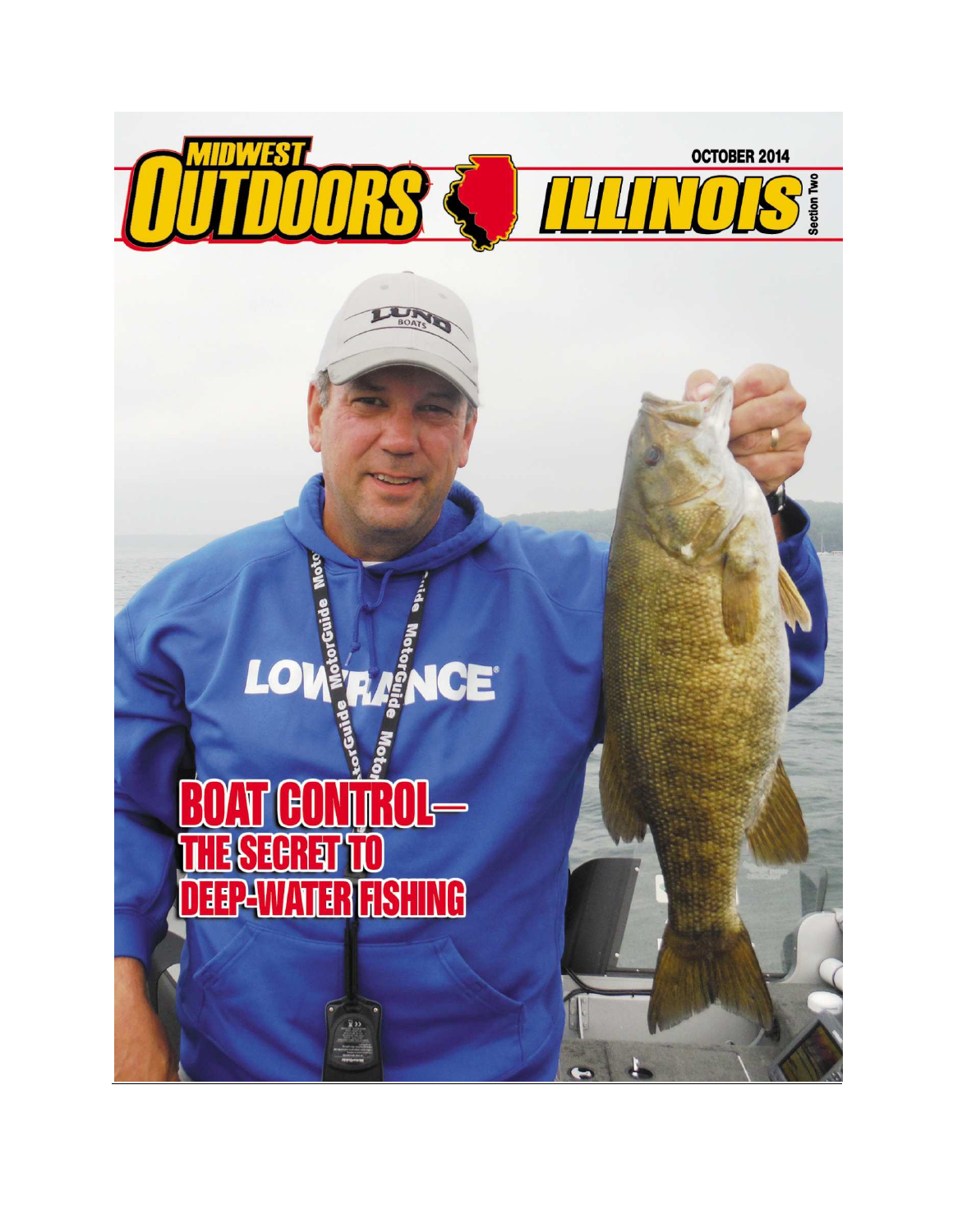# MIDWEST OUTDOORS ILLINOIS

OCTOBER 2014

Section Two

## BOAT CONTROL—THE SECRET TO DEEP-WATER FISHING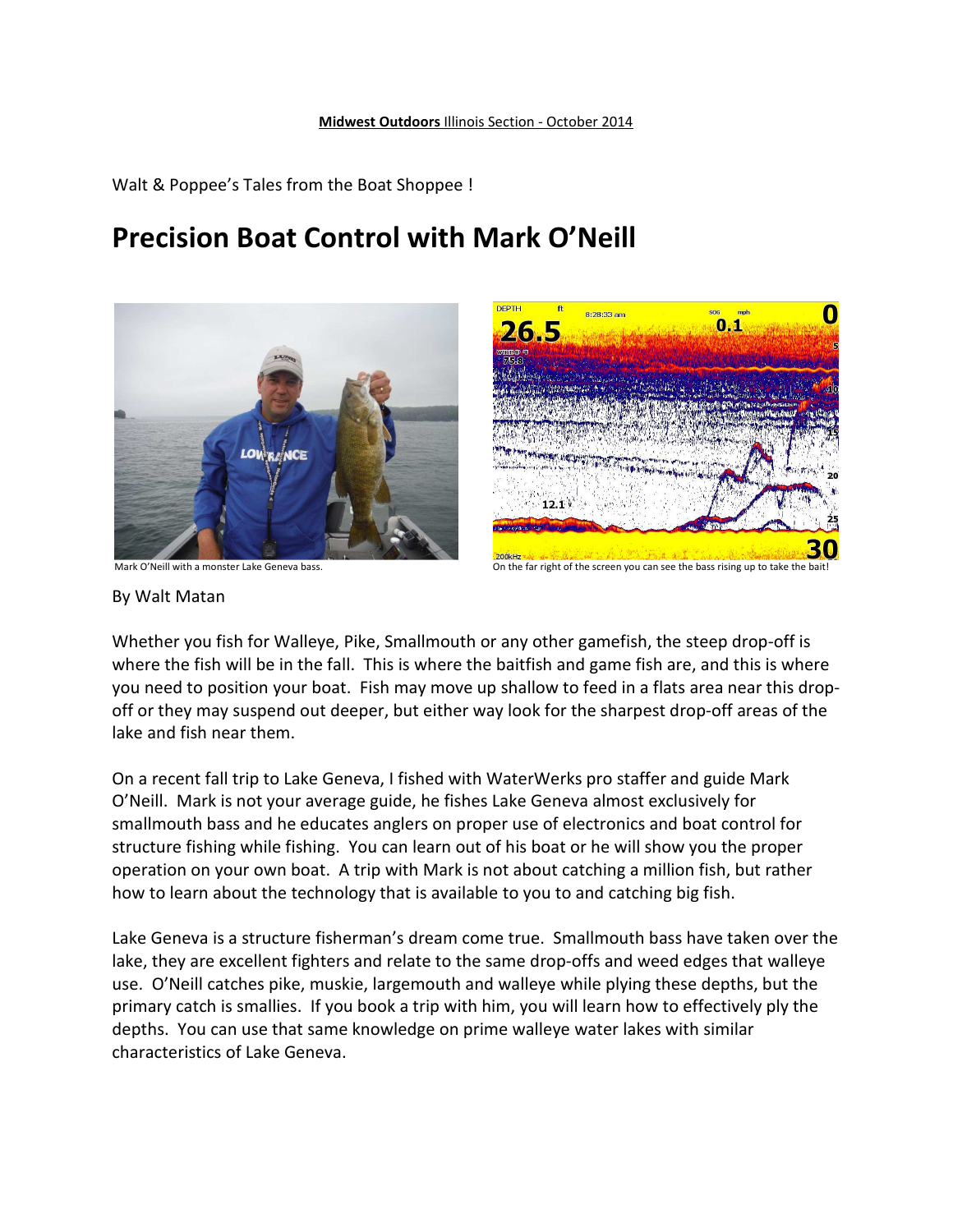**Midwest Outdoors** Illinois Section - October 2014

Walt & Poppee's Tales from the Boat Shoppee !

# Precision Boat Control with Mark O'Neill

Mark O'Neill with a monster Lake Geneva bass.

On the far right of the screen you can see the bass rising up to take the bait!

By Walt Matan

Whether you fish for Walleye, Pike, Smallmouth or any other gamefish, the steep drop-off is where the fish will be in the fall. This is where the baitfish and game fish are, and this is where you need to position your boat. Fish may move up shallow to feed in a flats area near this drop-off or they may suspend out deeper, but either way look for the sharpest drop-off areas of the lake and fish near them.

On a recent fall trip to Lake Geneva, I fished with WaterWerks pro staffer and guide Mark O'Neill. Mark is not your average guide, he fishes Lake Geneva almost exclusively for smallmouth bass and he educates anglers on proper use of electronics and boat control for structure fishing while fishing. You can learn out of his boat or he will show you the proper operation on your own boat. A trip with Mark is not about catching a million fish, but rather how to learn about the technology that is available to you to and catching big fish.

Lake Geneva is a structure fisherman's dream come true. Smallmouth bass have taken over the lake, they are excellent fighters and relate to the same drop-offs and weed edges that walleye use. O'Neill catches pike, muskie, largemouth and walleye while plying these depths, but the primary catch is smallies. If you book a trip with him, you will learn how to effectively ply the depths. You can use that same knowledge on prime walleye water lakes with similar characteristics of Lake Geneva.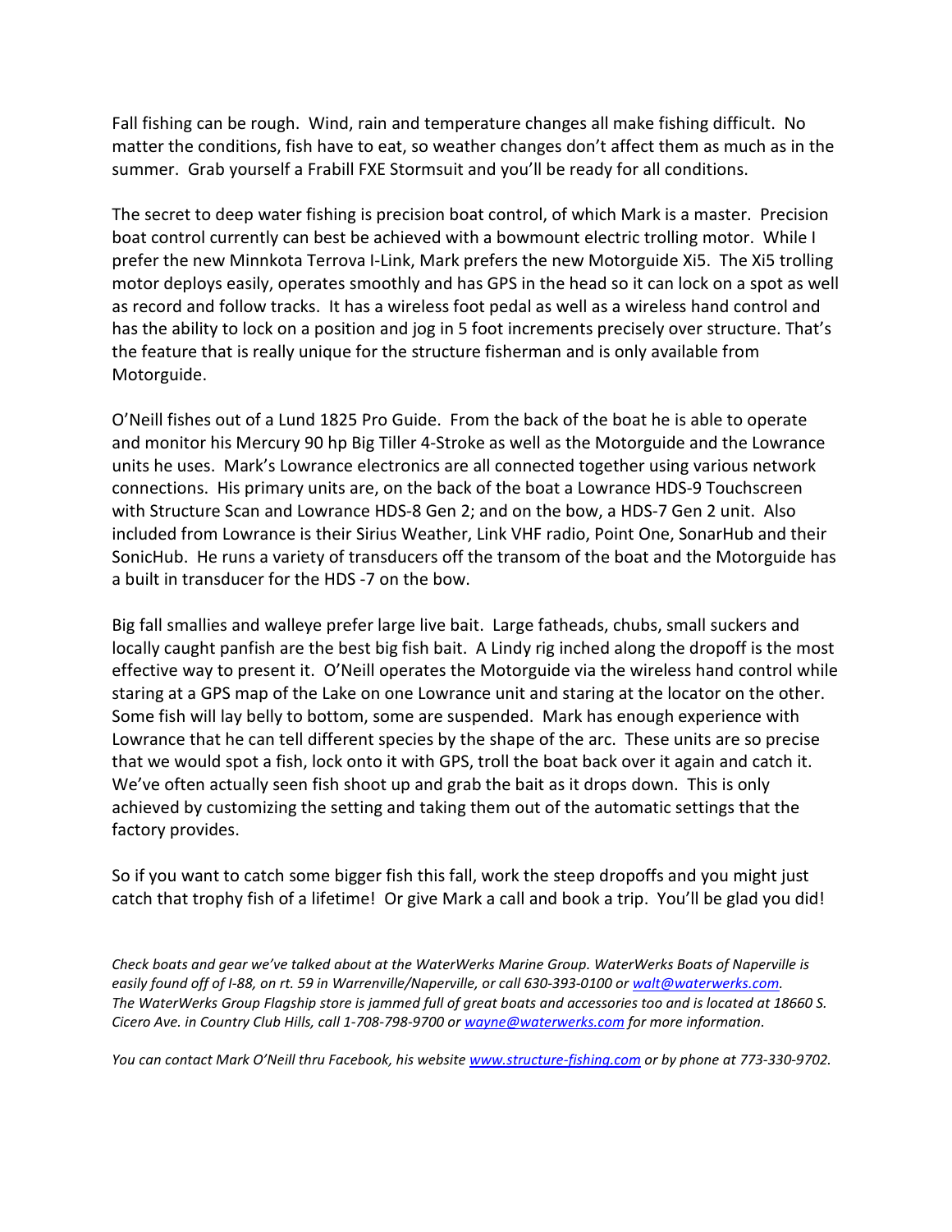Fall fishing can be rough. Wind, rain and temperature changes all make fishing difficult. No matter the conditions, fish have to eat, so weather changes don't affect them as much as in the summer. Grab yourself a Frabill FXE Stormsuit and you'll be ready for all conditions.

The secret to deep water fishing is precision boat control, of which Mark is a master. Precision boat control currently can best be achieved with a bowmount electric trolling motor. While I prefer the new Minnkota Terrova I-Link, Mark prefers the new Motorguide Xi5. The Xi5 trolling motor deploys easily, operates smoothly and has GPS in the head so it can lock on a spot as well as record and follow tracks. It has a wireless foot pedal as well as a wireless hand control and has the ability to lock on a position and jog in 5 foot increments precisely over structure. That's the feature that is really unique for the structure fisherman and is only available from Motorguide.

O'Neill fishes out of a Lund 1825 Pro Guide. From the back of the boat he is able to operate and monitor his Mercury 90 hp Big Tiller 4-Stroke as well as the Motorguide and the Lowrance units he uses. Mark's Lowrance electronics are all connected together using various network connections. His primary units are, on the back of the boat a Lowrance HDS-9 Touchscreen with Structure Scan and Lowrance HDS-8 Gen 2; and on the bow, a HDS-7 Gen 2 unit. Also included from Lowrance is their Sirius Weather, Link VHF radio, Point One, SonarHub and their SonicHub. He runs a variety of transducers off the transom of the boat and the Motorguide has a built in transducer for the HDS -7 on the bow.

Big fall smallies and walleye prefer large live bait. Large fatheads, chubs, small suckers and locally caught panfish are the best big fish bait. A Lindy rig inched along the dropoff is the most effective way to present it. O'Neill operates the Motorguide via the wireless hand control while staring at a GPS map of the Lake on one Lowrance unit and staring at the locator on the other. Some fish will lay belly to bottom, some are suspended. Mark has enough experience with Lowrance that he can tell different species by the shape of the arc. These units are so precise that we would spot a fish, lock onto it with GPS, troll the boat back over it again and catch it. We've often actually seen fish shoot up and grab the bait as it drops down. This is only achieved by customizing the setting and taking them out of the automatic settings that the factory provides.

So if you want to catch some bigger fish this fall, work the steep dropoffs and you might just catch that trophy fish of a lifetime! Or give Mark a call and book a trip. You'll be glad you did!

*Check boats and gear we've talked about at the WaterWerks Marine Group. WaterWerks Boats of Naperville is easily found off of I-88, on rt. 59 in Warrenville/Naperville, or call 630-393-0100 or [walt@waterwerks.com](mailto:walt@waterwerks.com). The WaterWerks Group Flagship store is jammed full of great boats and accessories too and is located at 18660 S. Cicero Ave. in Country Club Hills, call 1-708-798-9700 or [wayne@waterwerks.com](mailto:wayne@waterwerks.com) for more information.*

*You can contact Mark O'Neill thru Facebook, his website [www.structure-fishing.com](http://www.structure-fishing.com) or by phone at 773-330-9702.*